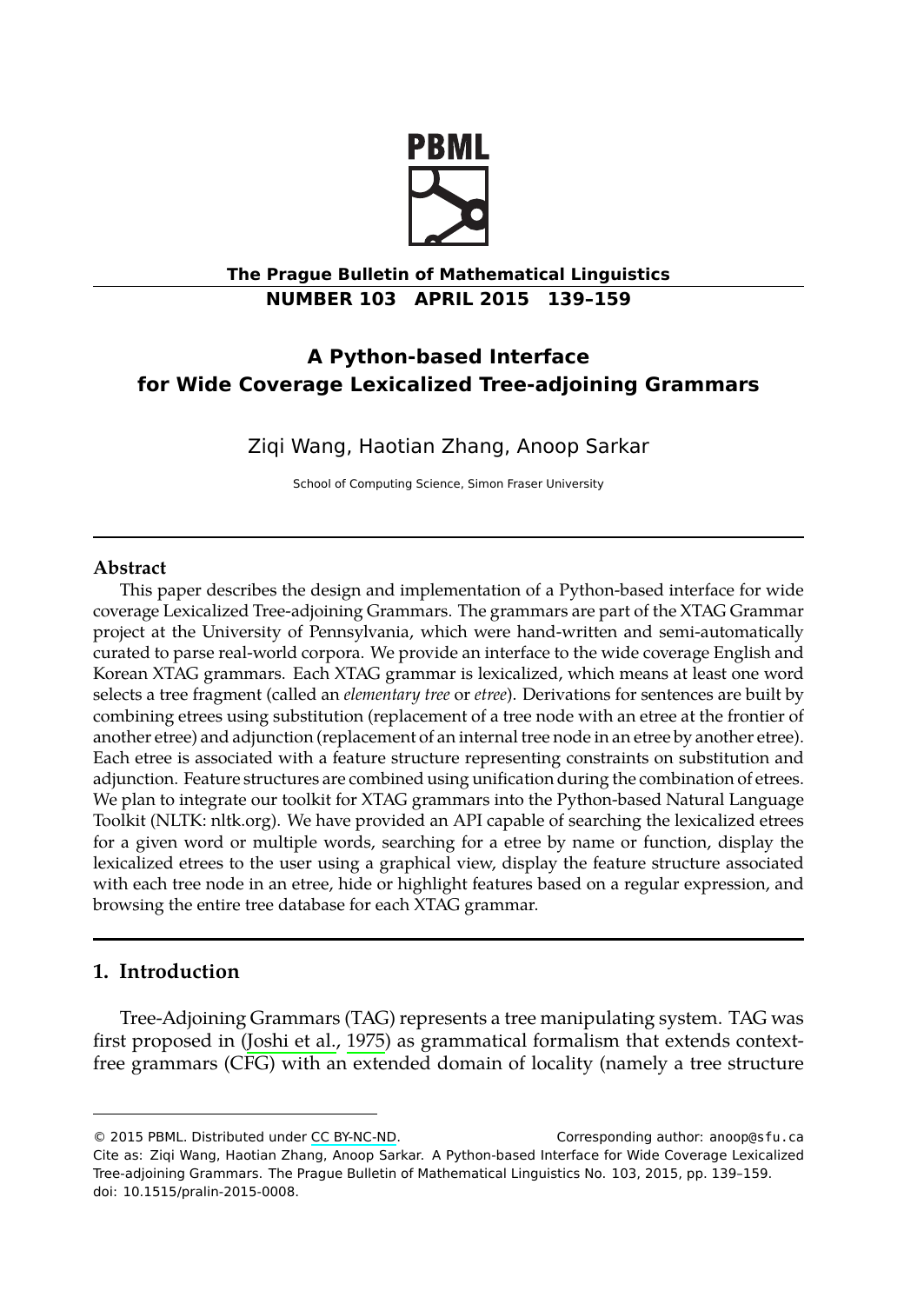**The Prague Bulletin of Mathematical Linguistics**
**NUMBER 103 APRIL 2015 139–159**

# A Python-based Interface for Wide Coverage Lexicalized Tree-adjoining Grammars

Ziqi Wang, Haotian Zhang, Anoop Sarkar

School of Computing Science, Simon Fraser University

## Abstract

This paper describes the design and implementation of a Python-based interface for wide coverage Lexicalized Tree-adjoining Grammars. The grammars are part of the XTAG Grammar project at the University of Pennsylvania, which were hand-written and semi-automatically curated to parse real-world corpora. We provide an interface to the wide coverage English and Korean XTAG grammars. Each XTAG grammar is lexicalized, which means at least one word selects a tree fragment (called an *elementary tree* or *etree*). Derivations for sentences are built by combining etrees using substitution (replacement of a tree node with an etree at the frontier of another etree) and adjunction (replacement of an internal tree node in an etree by another etree). Each etree is associated with a feature structure representing constraints on substitution and adjunction. Feature structures are combined using unification during the combination of etrees. We plan to integrate our toolkit for XTAG grammars into the Python-based Natural Language Toolkit (NLTK: nltk.org). We have provided an API capable of searching the lexicalized etrees for a given word or multiple words, searching for a etree by name or function, display the lexicalized etrees to the user using a graphical view, display the feature structure associated with each tree node in an etree, hide or highlight features based on a regular expression, and browsing the entire tree database for each XTAG grammar.

## 1. Introduction

Tree-Adjoining Grammars (TAG) represents a tree manipulating system. TAG was first proposed in (Joshi et al., 1975) as grammatical formalism that extends context-free grammars (CFG) with an extended domain of locality (namely a tree structure

---

© 2015 PBML. Distributed under CC BY-NC-ND. Corresponding author: anoop@sfu.ca
Cite as: Ziqi Wang, Haotian Zhang, Anoop Sarkar. A Python-based Interface for Wide Coverage Lexicalized Tree-adjoining Grammars. The Prague Bulletin of Mathematical Linguistics No. 103, 2015, pp. 139–159. doi: 10.1515/pralin-2015-0008.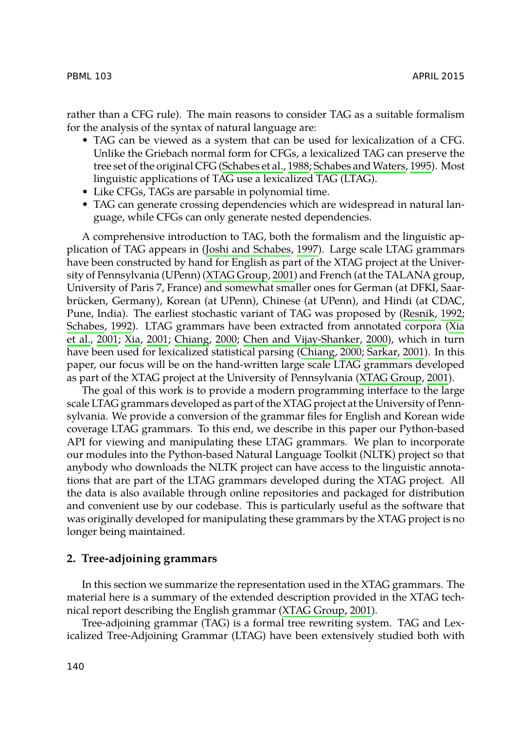rather than a CFG rule). The main reasons to consider TAG as a suitable formalism for the analysis of the syntax of natural language are:

- TAG can be viewed as a system that can be used for lexicalization of a CFG. Unlike the Griebach normal form for CFGs, a lexicalized TAG can preserve the tree set of the original CFG (Schabes et al., 1988; Schabes and Waters, 1995). Most linguistic applications of TAG use a lexicalized TAG (LTAG).
- Like CFGs, TAGs are parsable in polynomial time.
- TAG can generate crossing dependencies which are widespread in natural language, while CFGs can only generate nested dependencies.

A comprehensive introduction to TAG, both the formalism and the linguistic application of TAG appears in (Joshi and Schabes, 1997). Large scale LTAG grammars have been constructed by hand for English as part of the XTAG project at the University of Pennsylvania (UPenn) (XTAG Group, 2001) and French (at the TALANA group, University of Paris 7, France) and somewhat smaller ones for German (at DFKI, Saarbrücken, Germany), Korean (at UPenn), Chinese (at UPenn), and Hindi (at CDAC, Pune, India). The earliest stochastic variant of TAG was proposed by (Resnik, 1992; Schabes, 1992). LTAG grammars have been extracted from annotated corpora (Xia et al., 2001; Xia, 2001; Chiang, 2000; Chen and Vijay-Shanker, 2000), which in turn have been used for lexicalized statistical parsing (Chiang, 2000; Sarkar, 2001). In this paper, our focus will be on the hand-written large scale LTAG grammars developed as part of the XTAG project at the University of Pennsylvania (XTAG Group, 2001).

The goal of this work is to provide a modern programming interface to the large scale LTAG grammars developed as part of the XTAG project at the University of Pennsylvania. We provide a conversion of the grammar files for English and Korean wide coverage LTAG grammars. To this end, we describe in this paper our Python-based API for viewing and manipulating these LTAG grammars. We plan to incorporate our modules into the Python-based Natural Language Toolkit (NLTK) project so that anybody who downloads the NLTK project can have access to the linguistic annotations that are part of the LTAG grammars developed during the XTAG project. All the data is also available through online repositories and packaged for distribution and convenient use by our codebase. This is particularly useful as the software that was originally developed for manipulating these grammars by the XTAG project is no longer being maintained.

## 2. Tree-adjoining grammars

In this section we summarize the representation used in the XTAG grammars. The material here is a summary of the extended description provided in the XTAG technical report describing the English grammar (XTAG Group, 2001).

Tree-adjoining grammar (TAG) is a formal tree rewriting system. TAG and Lexicalized Tree-Adjoining Grammar (LTAG) have been extensively studied both with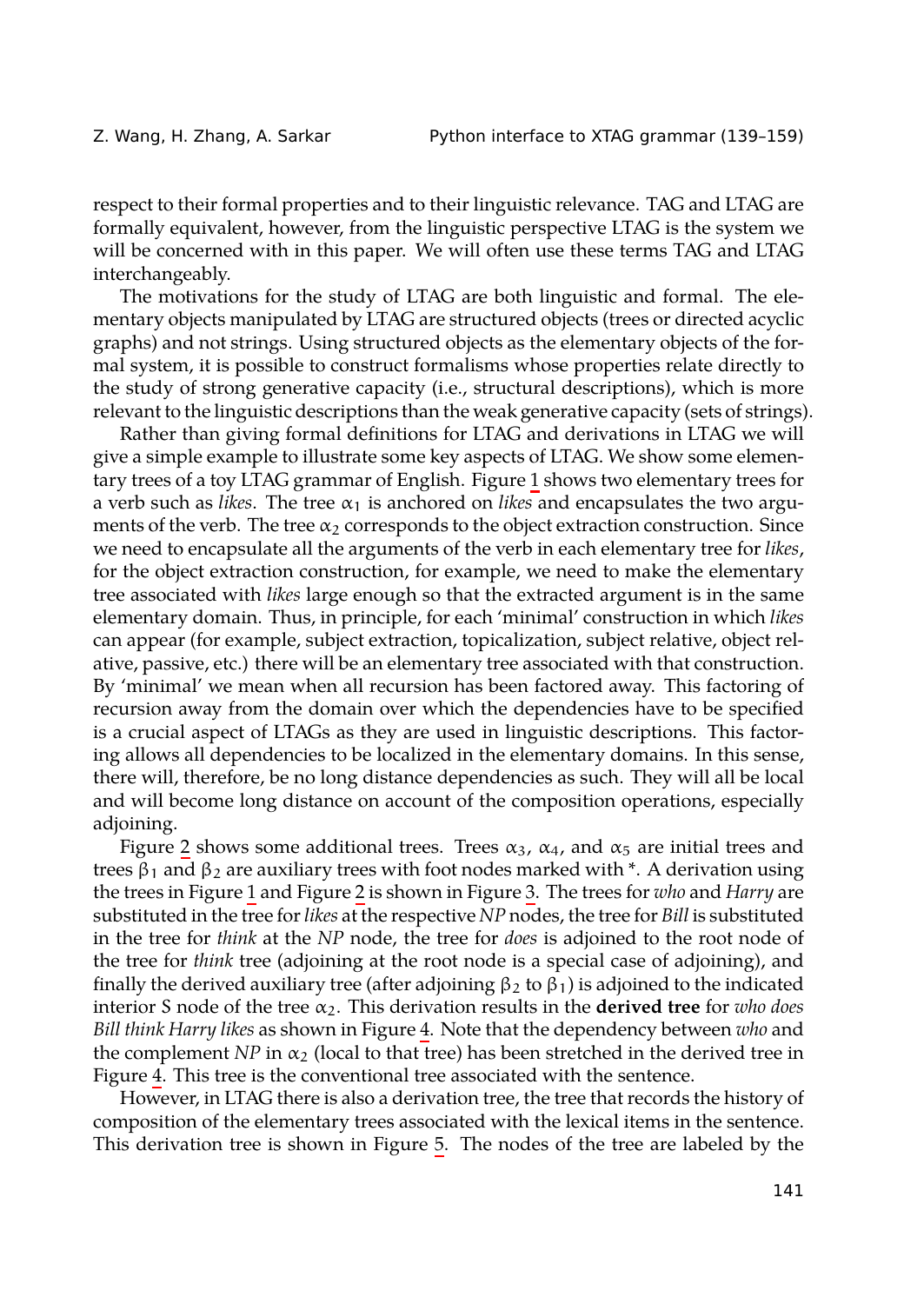respect to their formal properties and to their linguistic relevance. TAG and LTAG are formally equivalent, however, from the linguistic perspective LTAG is the system we will be concerned with in this paper. We will often use these terms TAG and LTAG interchangeably.

The motivations for the study of LTAG are both linguistic and formal. The elementary objects manipulated by LTAG are structured objects (trees or directed acyclic graphs) and not strings. Using structured objects as the elementary objects of the formal system, it is possible to construct formalisms whose properties relate directly to the study of strong generative capacity (i.e., structural descriptions), which is more relevant to the linguistic descriptions than the weak generative capacity (sets of strings).

Rather than giving formal definitions for LTAG and derivations in LTAG we will give a simple example to illustrate some key aspects of LTAG. We show some elementary trees of a toy LTAG grammar of English. Figure 1 shows two elementary trees for a verb such as *likes*. The tree $\alpha_1$ is anchored on *likes* and encapsulates the two arguments of the verb. The tree $\alpha_2$ corresponds to the object extraction construction. Since we need to encapsulate all the arguments of the verb in each elementary tree for *likes*, for the object extraction construction, for example, we need to make the elementary tree associated with *likes* large enough so that the extracted argument is in the same elementary domain. Thus, in principle, for each 'minimal' construction in which *likes* can appear (for example, subject extraction, topicalization, subject relative, object relative, passive, etc.) there will be an elementary tree associated with that construction. By 'minimal' we mean when all recursion has been factored away. This factoring of recursion away from the domain over which the dependencies have to be specified is a crucial aspect of LTAGs as they are used in linguistic descriptions. This factoring allows all dependencies to be localized in the elementary domains. In this sense, there will, therefore, be no long distance dependencies as such. They will all be local and will become long distance on account of the composition operations, especially adjoining.

Figure 2 shows some additional trees. Trees $\alpha_3$, $\alpha_4$, and $\alpha_5$ are initial trees and trees $\beta_1$ and $\beta_2$ are auxiliary trees with foot nodes marked with *. A derivation using the trees in Figure 1 and Figure 2 is shown in Figure 3. The trees for *who* and *Harry* are substituted in the tree for *likes* at the respective *NP* nodes, the tree for *Bill* is substituted in the tree for *think* at the *NP* node, the tree for *does* is adjoined to the root node of the tree for *think* tree (adjoining at the root node is a special case of adjoining), and finally the derived auxiliary tree (after adjoining $\beta_2$ to $\beta_1$) is adjoined to the indicated interior S node of the tree $\alpha_2$. This derivation results in the **derived tree** for *who does Bill think Harry likes* as shown in Figure 4. Note that the dependency between *who* and the complement *NP* in $\alpha_2$ (local to that tree) has been stretched in the derived tree in Figure 4. This tree is the conventional tree associated with the sentence.

However, in LTAG there is also a derivation tree, the tree that records the history of composition of the elementary trees associated with the lexical items in the sentence. This derivation tree is shown in Figure 5. The nodes of the tree are labeled by the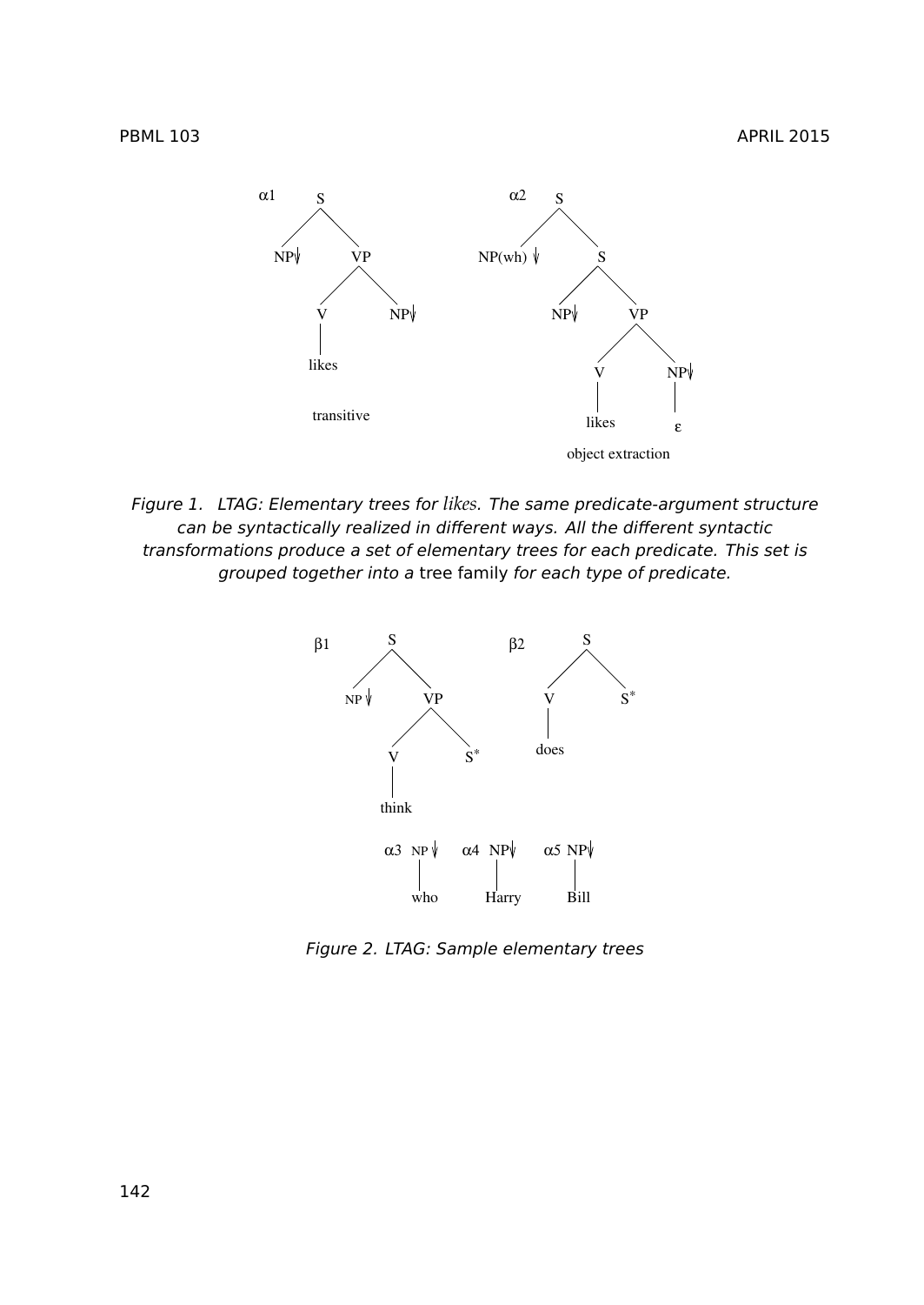Figure 1. LTAG: Elementary trees for *likes*. The same predicate-argument structure can be syntactically realized in different ways. All the different syntactic transformations produce a set of elementary trees for each predicate. This set is grouped together into a tree family for each type of predicate.

Figure 2. LTAG: Sample elementary trees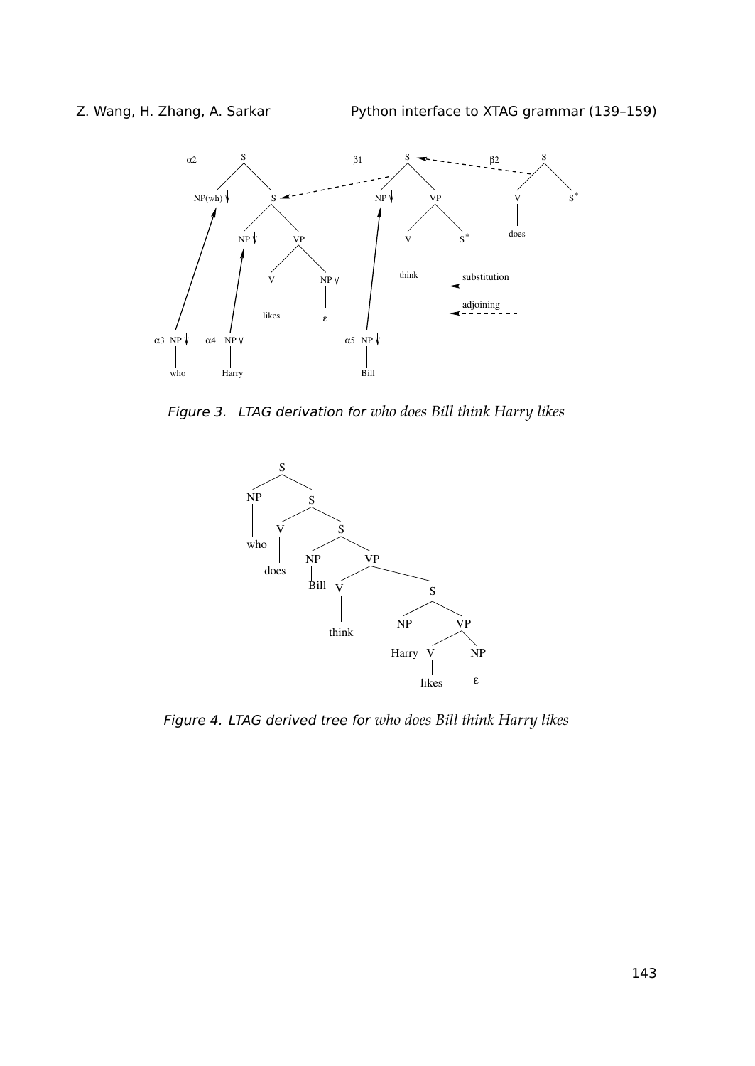Figure 3. LTAG derivation for *who does Bill think Harry likes*

Figure 4. LTAG derived tree for *who does Bill think Harry likes*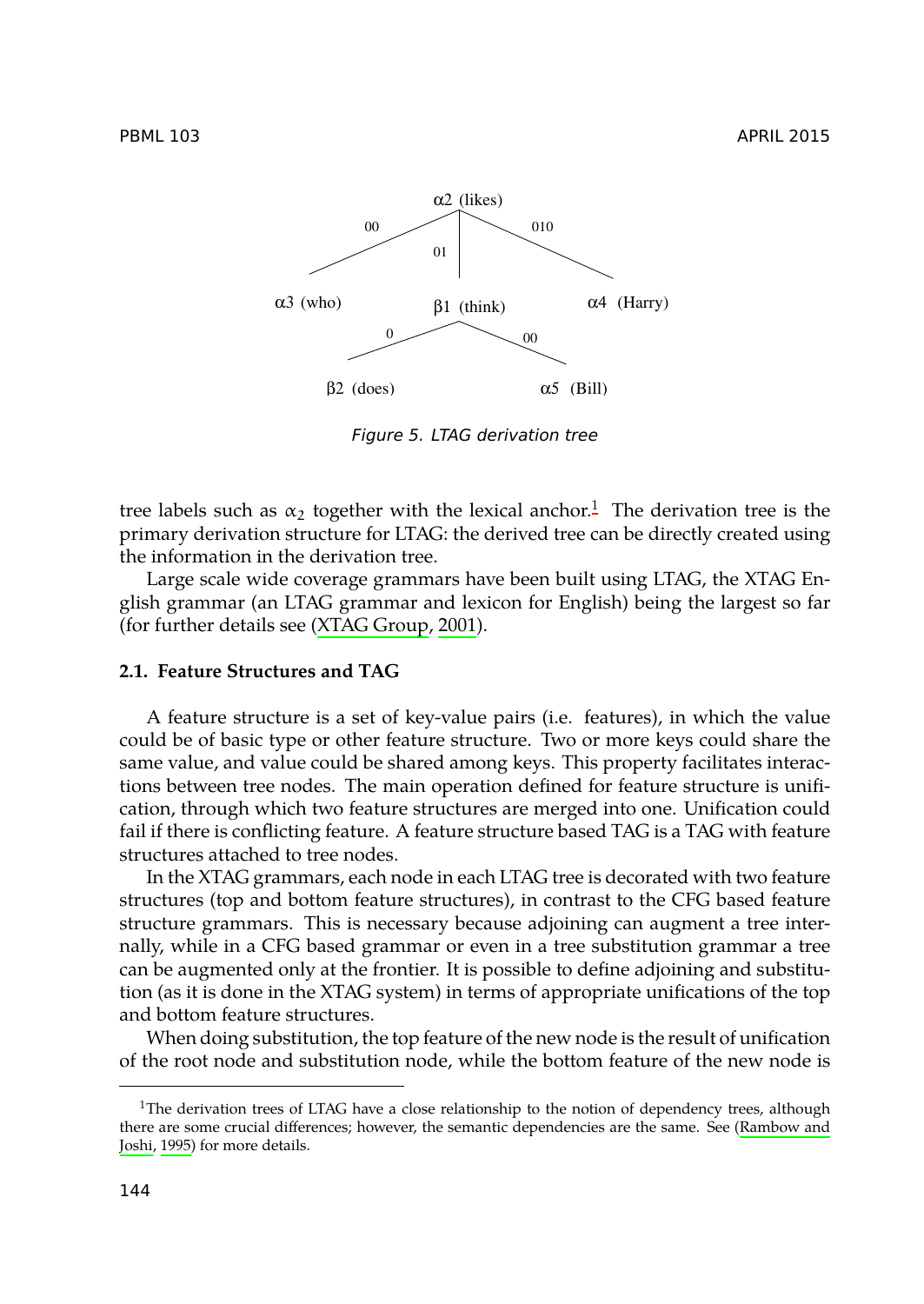α2 (likes)

00

01

010

α3 (who)

β1 (think)

α4 (Harry)

0

00

β2 (does)

α5 (Bill)

*Figure 5. LTAG derivation tree*

tree labels such as $\alpha_2$ together with the lexical anchor.[1] The derivation tree is the primary derivation structure for LTAG: the derived tree can be directly created using the information in the derivation tree.

Large scale wide coverage grammars have been built using LTAG, the XTAG English grammar (an LTAG grammar and lexicon for English) being the largest so far (for further details see (XTAG Group, 2001).

### 2.1. Feature Structures and TAG

A feature structure is a set of key-value pairs (i.e. features), in which the value could be of basic type or other feature structure. Two or more keys could share the same value, and value could be shared among keys. This property facilitates interactions between tree nodes. The main operation defined for feature structure is unification, through which two feature structures are merged into one. Unification could fail if there is conflicting feature. A feature structure based TAG is a TAG with feature structures attached to tree nodes.

In the XTAG grammars, each node in each LTAG tree is decorated with two feature structures (top and bottom feature structures), in contrast to the CFG based feature structure grammars. This is necessary because adjoining can augment a tree internally, while in a CFG based grammar or even in a tree substitution grammar a tree can be augmented only at the frontier. It is possible to define adjoining and substitution (as it is done in the XTAG system) in terms of appropriate unifications of the top and bottom feature structures.

When doing substitution, the top feature of the new node is the result of unification of the root node and substitution node, while the bottom feature of the new node is

[1]The derivation trees of LTAG have a close relationship to the notion of dependency trees, although there are some crucial differences; however, the semantic dependencies are the same. See (Rambow and Joshi, 1995) for more details.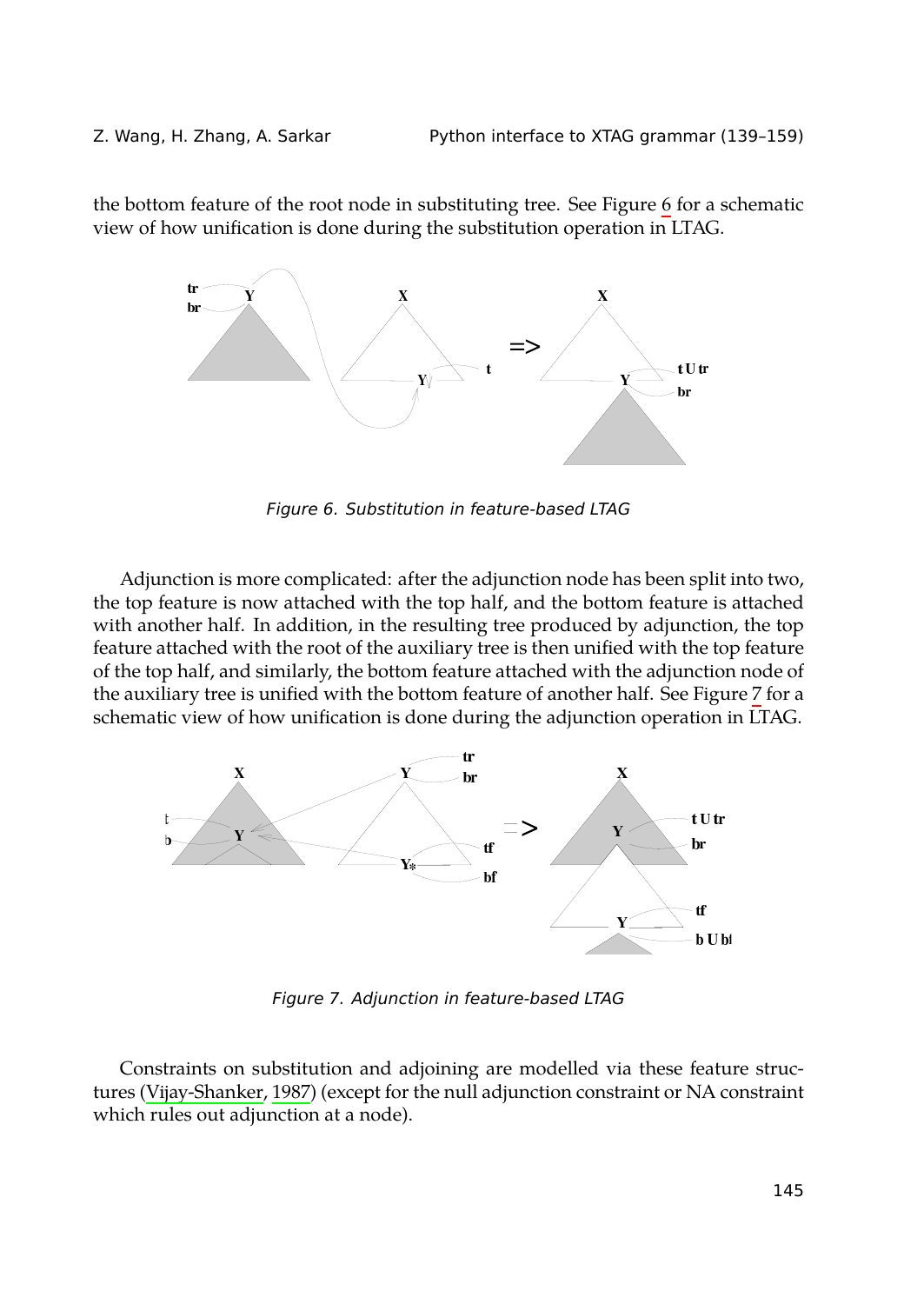the bottom feature of the root node in substituting tree. See Figure 6 for a schematic view of how unification is done during the substitution operation in LTAG.

Figure 6. Substitution in feature-based LTAG

Adjunction is more complicated: after the adjunction node has been split into two, the top feature is now attached with the top half, and the bottom feature is attached with another half. In addition, in the resulting tree produced by adjunction, the top feature attached with the root of the auxiliary tree is then unified with the top feature of the top half, and similarly, the bottom feature attached with the adjunction node of the auxiliary tree is unified with the bottom feature of another half. See Figure 7 for a schematic view of how unification is done during the adjunction operation in LTAG.

Figure 7. Adjunction in feature-based LTAG

Constraints on substitution and adjoining are modelled via these feature structures (Vijay-Shanker, 1987) (except for the null adjunction constraint or NA constraint which rules out adjunction at a node).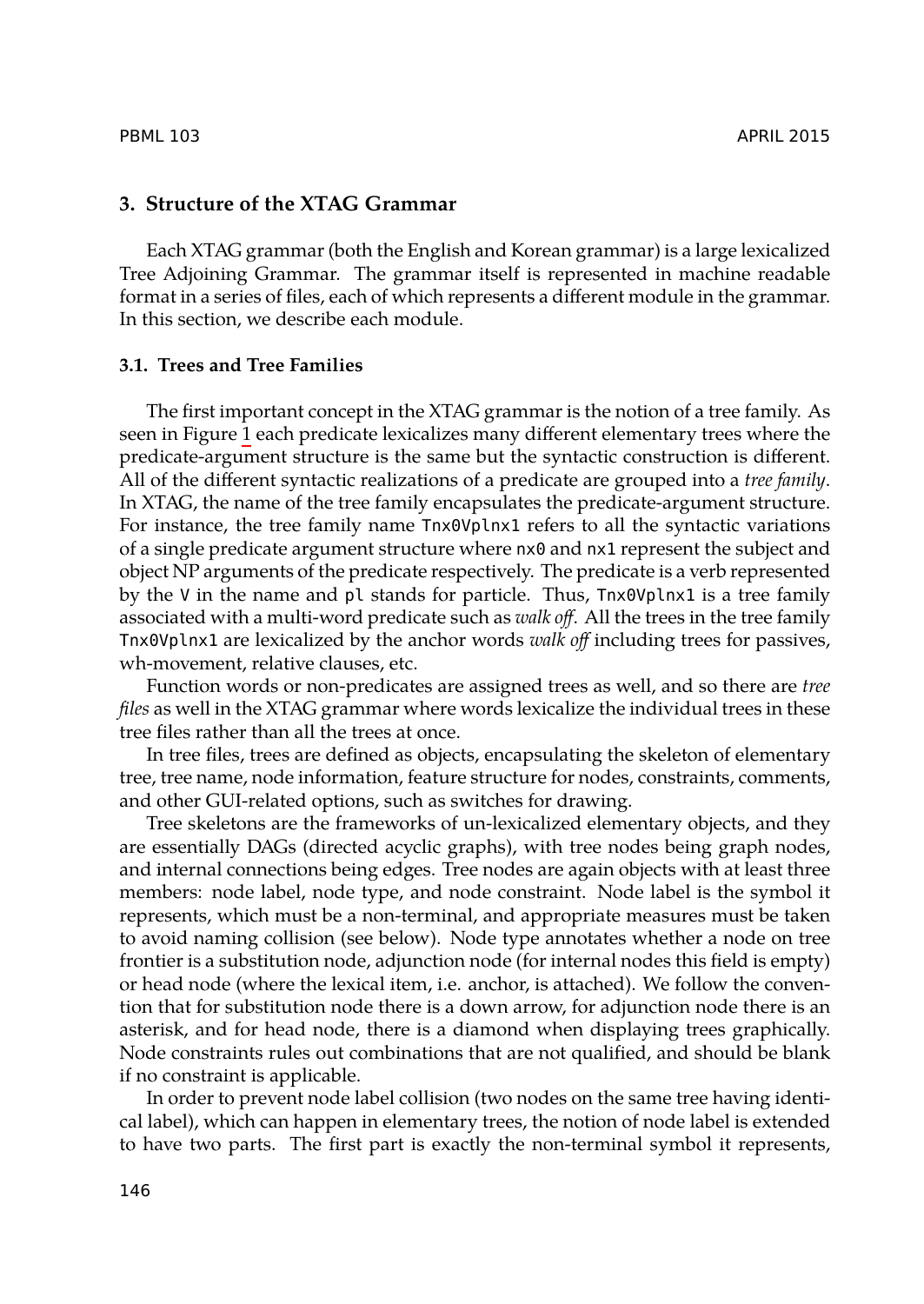## 3. Structure of the XTAG Grammar

Each XTAG grammar (both the English and Korean grammar) is a large lexicalized Tree Adjoining Grammar. The grammar itself is represented in machine readable format in a series of files, each of which represents a different module in the grammar. In this section, we describe each module.

### 3.1. Trees and Tree Families

The first important concept in the XTAG grammar is the notion of a tree family. As seen in Figure 1 each predicate lexicalizes many different elementary trees where the predicate-argument structure is the same but the syntactic construction is different. All of the different syntactic realizations of a predicate are grouped into a *tree family*. In XTAG, the name of the tree family encapsulates the predicate-argument structure. For instance, the tree family name `Tnx0Vplnx1` refers to all the syntactic variations of a single predicate argument structure where `nx0` and `nx1` represent the subject and object NP arguments of the predicate respectively. The predicate is a verb represented by the `V` in the name and `pl` stands for particle. Thus, `Tnx0Vplnx1` is a tree family associated with a multi-word predicate such as *walk off*. All the trees in the tree family `Tnx0Vplnx1` are lexicalized by the anchor words *walk off* including trees for passives, wh-movement, relative clauses, etc.

Function words or non-predicates are assigned trees as well, and so there are *tree files* as well in the XTAG grammar where words lexicalize the individual trees in these tree files rather than all the trees at once.

In tree files, trees are defined as objects, encapsulating the skeleton of elementary tree, tree name, node information, feature structure for nodes, constraints, comments, and other GUI-related options, such as switches for drawing.

Tree skeletons are the frameworks of un-lexicalized elementary objects, and they are essentially DAGs (directed acyclic graphs), with tree nodes being graph nodes, and internal connections being edges. Tree nodes are again objects with at least three members: node label, node type, and node constraint. Node label is the symbol it represents, which must be a non-terminal, and appropriate measures must be taken to avoid naming collision (see below). Node type annotates whether a node on tree frontier is a substitution node, adjunction node (for internal nodes this field is empty) or head node (where the lexical item, i.e. anchor, is attached). We follow the convention that for substitution node there is a down arrow, for adjunction node there is an asterisk, and for head node, there is a diamond when displaying trees graphically. Node constraints rules out combinations that are not qualified, and should be blank if no constraint is applicable.

In order to prevent node label collision (two nodes on the same tree having identical label), which can happen in elementary trees, the notion of node label is extended to have two parts. The first part is exactly the non-terminal symbol it represents,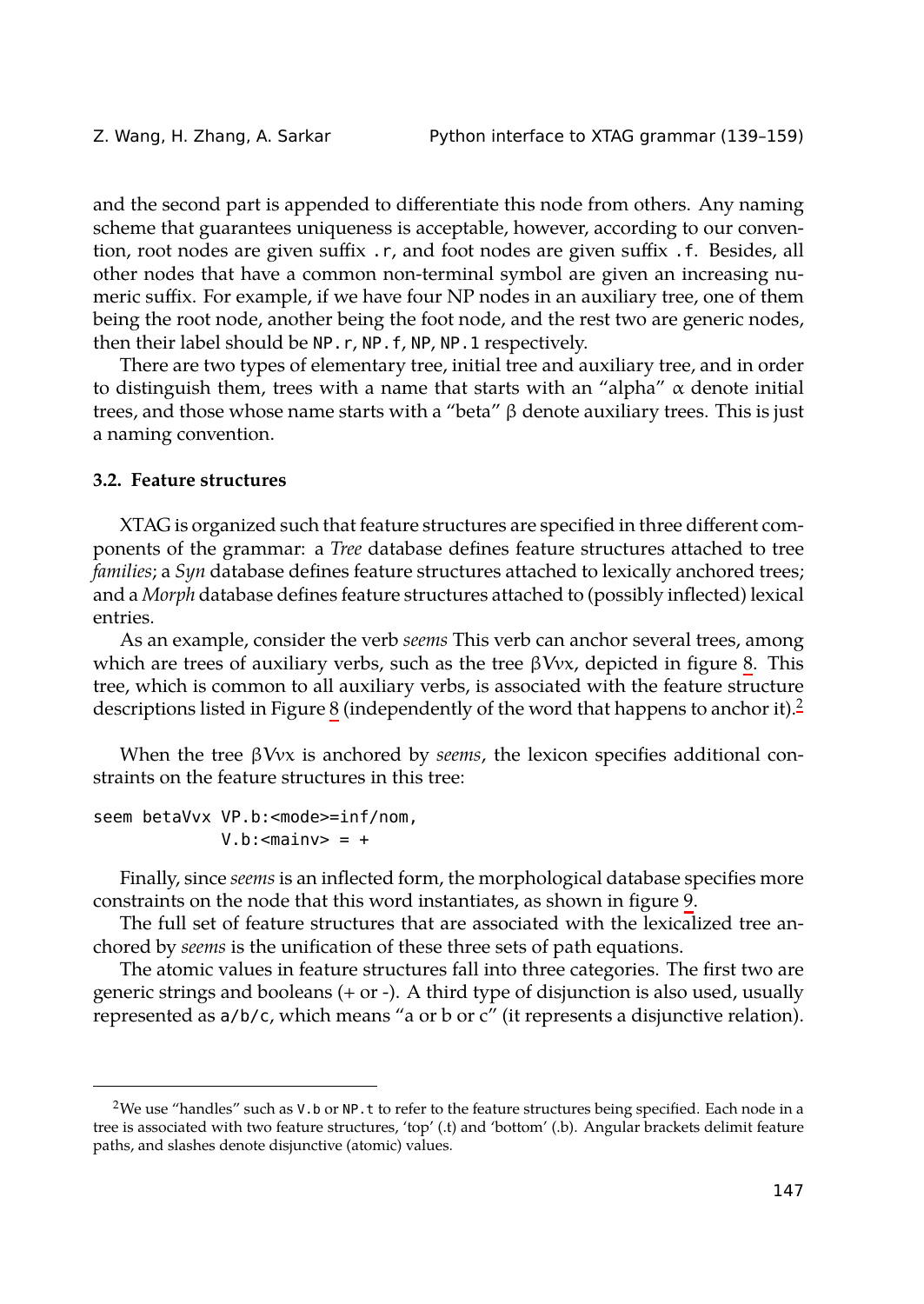and the second part is appended to differentiate this node from others. Any naming scheme that guarantees uniqueness is acceptable, however, according to our convention, root nodes are given suffix `.r`, and foot nodes are given suffix `.f`. Besides, all other nodes that have a common non-terminal symbol are given an increasing numeric suffix. For example, if we have four NP nodes in an auxiliary tree, one of them being the root node, another being the foot node, and the rest two are generic nodes, then their label should be `NP.r`, `NP.f`, `NP`, `NP.1` respectively.

There are two types of elementary tree, initial tree and auxiliary tree, and in order to distinguish them, trees with a name that starts with an "alpha" $\alpha$ denote initial trees, and those whose name starts with a "beta" $\beta$ denote auxiliary trees. This is just a naming convention.

### 3.2. Feature structures

XTAG is organized such that feature structures are specified in three different components of the grammar: a *Tree* database defines feature structures attached to tree *families*; a *Syn* database defines feature structures attached to lexically anchored trees; and a *Morph* database defines feature structures attached to (possibly inflected) lexical entries.

As an example, consider the verb *seems* This verb can anchor several trees, among which are trees of auxiliary verbs, such as the tree $\beta$Vvx, depicted in figure 8. This tree, which is common to all auxiliary verbs, is associated with the feature structure descriptions listed in Figure 8 (independently of the word that happens to anchor it).[2]

When the tree $\beta$Vvx is anchored by *seems*, the lexicon specifies additional constraints on the feature structures in this tree:

```
seem betaVvx VP.b:<mode>=inf/nom,
             V.b:<mainv> = +
```

Finally, since *seems* is an inflected form, the morphological database specifies more constraints on the node that this word instantiates, as shown in figure 9.

The full set of feature structures that are associated with the lexicalized tree anchored by *seems* is the unification of these three sets of path equations.

The atomic values in feature structures fall into three categories. The first two are generic strings and booleans (+ or -). A third type of disjunction is also used, usually represented as `a/b/c`, which means "a or b or c" (it represents a disjunctive relation).

---

[2] We use "handles" such as `V.b` or `NP.t` to refer to the feature structures being specified. Each node in a tree is associated with two feature structures, 'top' (.t) and 'bottom' (.b). Angular brackets delimit feature paths, and slashes denote disjunctive (atomic) values.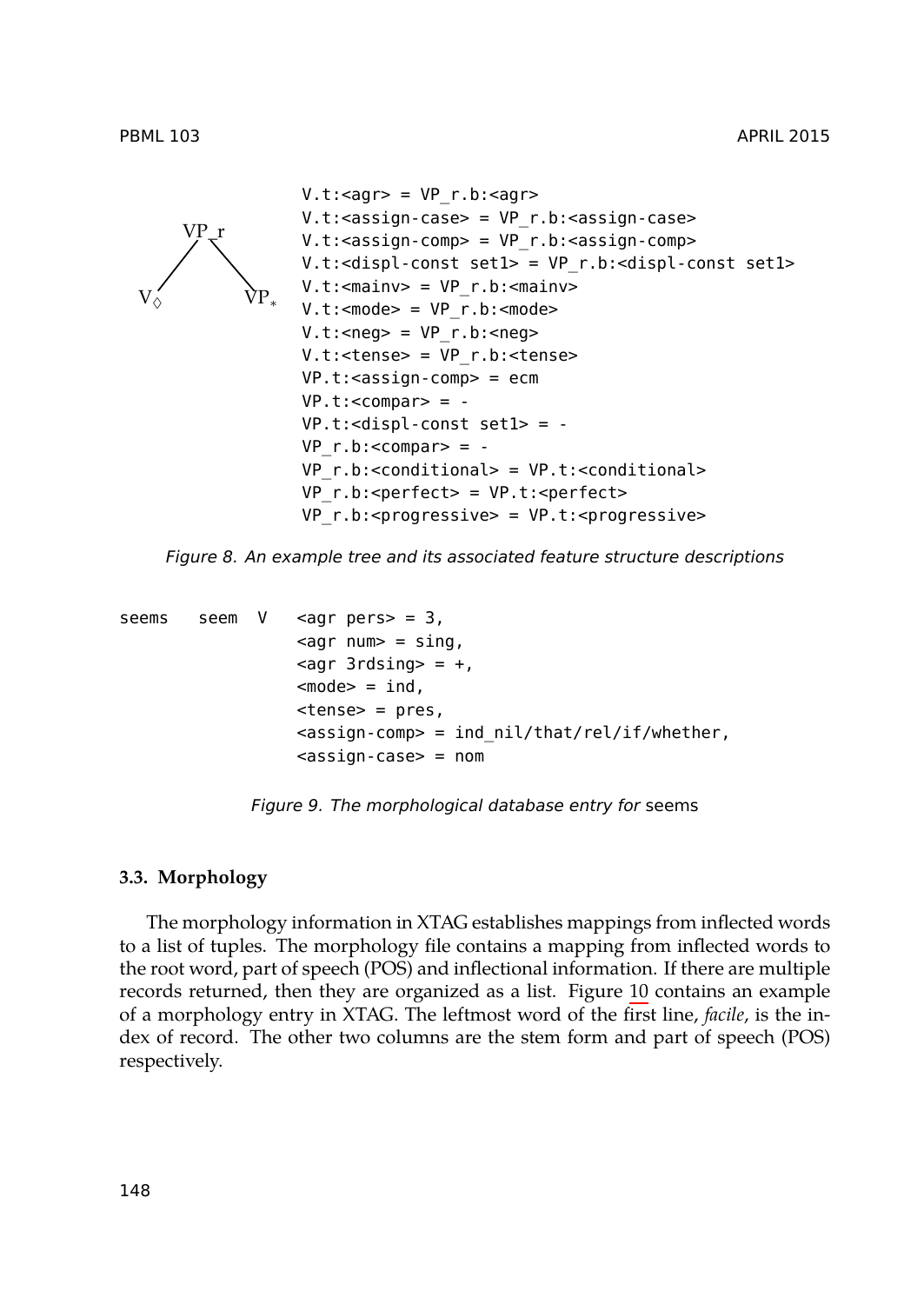```
V.t:<agr> = VP_r.b:<agr>
V.t:<assign-case> = VP_r.b:<assign-case>
V.t:<assign-comp> = VP_r.b:<assign-comp>
V.t:<displ-const set1> = VP_r.b:<displ-const set1>
V.t:<mainv> = VP_r.b:<mainv>
V.t:<mode> = VP_r.b:<mode>
V.t:<neg> = VP_r.b:<neg>
V.t:<tense> = VP_r.b:<tense>
VP.t:<assign-comp> = ecm
VP.t:<compar> = -
VP.t:<displ-const set1> = -
VP_r.b:<compar> = -
VP_r.b:<conditional> = VP.t:<conditional>
VP_r.b:<perfect> = VP.t:<perfect>
VP_r.b:<progressive> = VP.t:<progressive>
```

*Figure 8. An example tree and its associated feature structure descriptions*

```
seems   seem  V   <agr pers> = 3,
                  <agr num> = sing,
                  <agr 3rdsing> = +,
                  <mode> = ind,
                  <tense> = pres,
                  <assign-comp> = ind_nil/that/rel/if/whether,
                  <assign-case> = nom
```

*Figure 9. The morphological database entry for* seems

### 3.3. Morphology

The morphology information in XTAG establishes mappings from inflected words to a list of tuples. The morphology file contains a mapping from inflected words to the root word, part of speech (POS) and inflectional information. If there are multiple records returned, then they are organized as a list. Figure 10 contains an example of a morphology entry in XTAG. The leftmost word of the first line, *facile*, is the index of record. The other two columns are the stem form and part of speech (POS) respectively.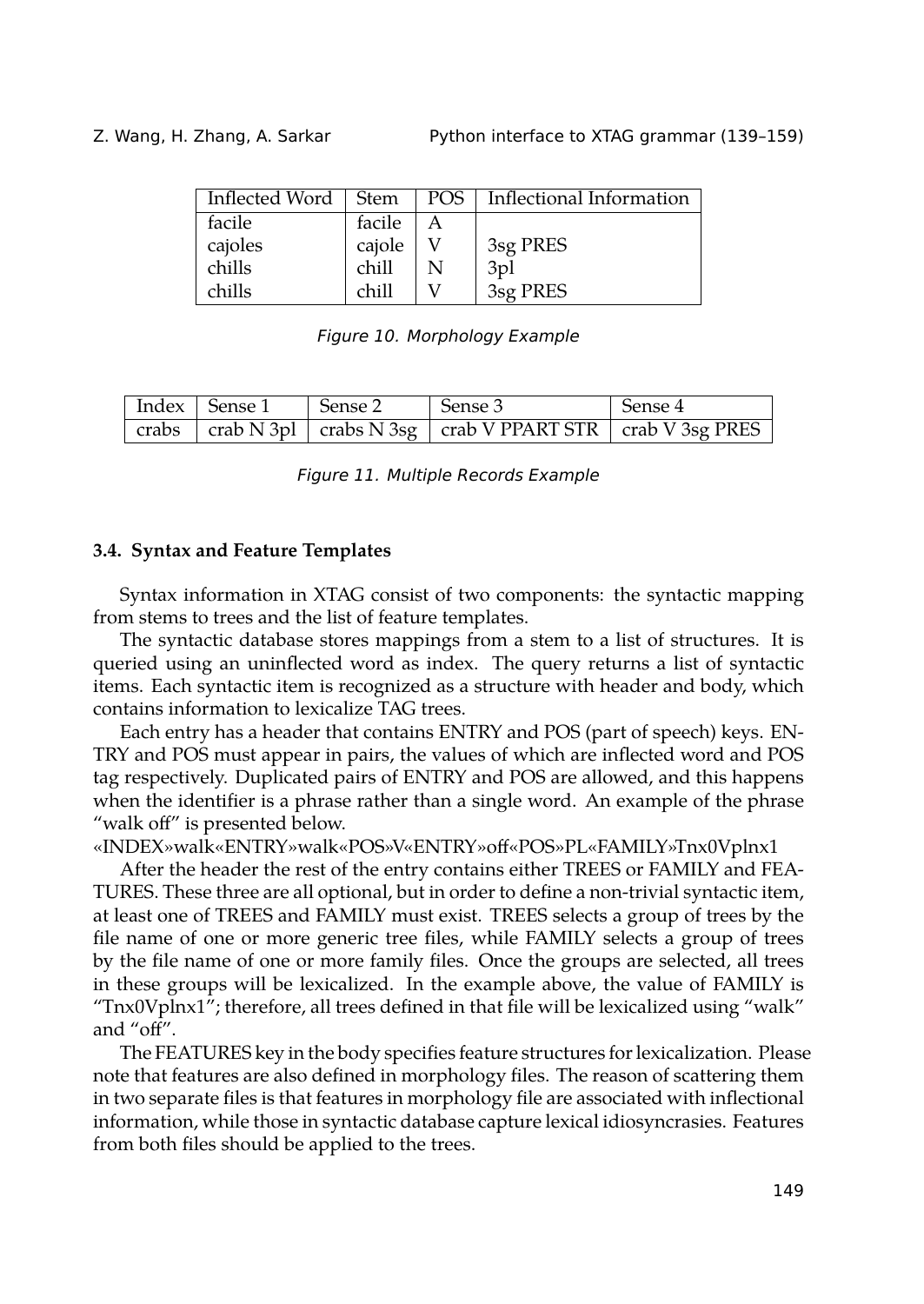| Inflected Word | Stem | POS | Inflectional Information |
|---|---|---|---|
| facile | facile | A | |
| cajoles | cajole | V | 3sg PRES |
| chills | chill | N | 3pl |
| chills | chill | V | 3sg PRES |

*Figure 10. Morphology Example*

| Index | Sense 1 | Sense 2 | Sense 3 | Sense 4 |
|---|---|---|---|---|
| crabs | crab N 3pl | crabs N 3sg | crab V PPART STR | crab V 3sg PRES |

*Figure 11. Multiple Records Example*

### 3.4. Syntax and Feature Templates

Syntax information in XTAG consist of two components: the syntactic mapping from stems to trees and the list of feature templates.

The syntactic database stores mappings from a stem to a list of structures. It is queried using an uninflected word as index. The query returns a list of syntactic items. Each syntactic item is recognized as a structure with header and body, which contains information to lexicalize TAG trees.

Each entry has a header that contains ENTRY and POS (part of speech) keys. ENTRY and POS must appear in pairs, the values of which are inflected word and POS tag respectively. Duplicated pairs of ENTRY and POS are allowed, and this happens when the identifier is a phrase rather than a single word. An example of the phrase "walk off" is presented below.

«INDEX»walk«ENTRY»walk«POS»V«ENTRY»off«POS»PL«FAMILY»Tnx0Vplnx1

After the header the rest of the entry contains either TREES or FAMILY and FEATURES. These three are all optional, but in order to define a non-trivial syntactic item, at least one of TREES and FAMILY must exist. TREES selects a group of trees by the file name of one or more generic tree files, while FAMILY selects a group of trees by the file name of one or more family files. Once the groups are selected, all trees in these groups will be lexicalized. In the example above, the value of FAMILY is "Tnx0Vplnx1"; therefore, all trees defined in that file will be lexicalized using "walk" and "off".

The FEATURES key in the body specifies feature structures for lexicalization. Please note that features are also defined in morphology files. The reason of scattering them in two separate files is that features in morphology file are associated with inflectional information, while those in syntactic database capture lexical idiosyncrasies. Features from both files should be applied to the trees.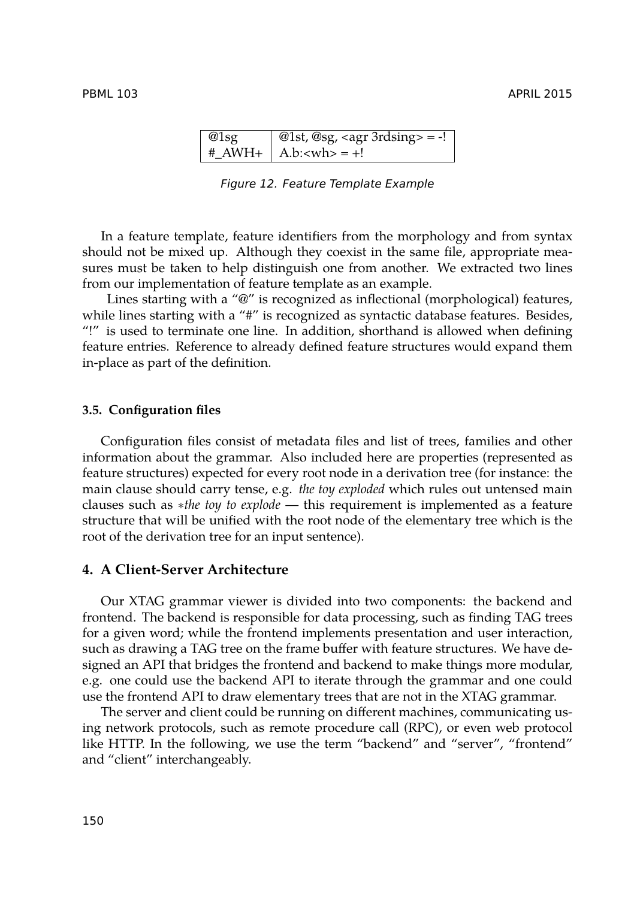| @1sg | @1st, @sg, <agr 3rdsing> = -! |
|---|---|
| #_AWH+ | A.b:<wh> = +! |

*Figure 12. Feature Template Example*

In a feature template, feature identifiers from the morphology and from syntax should not be mixed up. Although they coexist in the same file, appropriate measures must be taken to help distinguish one from another. We extracted two lines from our implementation of feature template as an example.

Lines starting with a "@" is recognized as inflectional (morphological) features, while lines starting with a "#" is recognized as syntactic database features. Besides, "!" is used to terminate one line. In addition, shorthand is allowed when defining feature entries. Reference to already defined feature structures would expand them in-place as part of the definition.

### 3.5. Configuration files

Configuration files consist of metadata files and list of trees, families and other information about the grammar. Also included here are properties (represented as feature structures) expected for every root node in a derivation tree (for instance: the main clause should carry tense, e.g. *the toy exploded* which rules out untensed main clauses such as ∗*the toy to explode* — this requirement is implemented as a feature structure that will be unified with the root node of the elementary tree which is the root of the derivation tree for an input sentence).

## 4. A Client-Server Architecture

Our XTAG grammar viewer is divided into two components: the backend and frontend. The backend is responsible for data processing, such as finding TAG trees for a given word; while the frontend implements presentation and user interaction, such as drawing a TAG tree on the frame buffer with feature structures. We have designed an API that bridges the frontend and backend to make things more modular, e.g. one could use the backend API to iterate through the grammar and one could use the frontend API to draw elementary trees that are not in the XTAG grammar.

The server and client could be running on different machines, communicating using network protocols, such as remote procedure call (RPC), or even web protocol like HTTP. In the following, we use the term "backend" and "server", "frontend" and "client" interchangeably.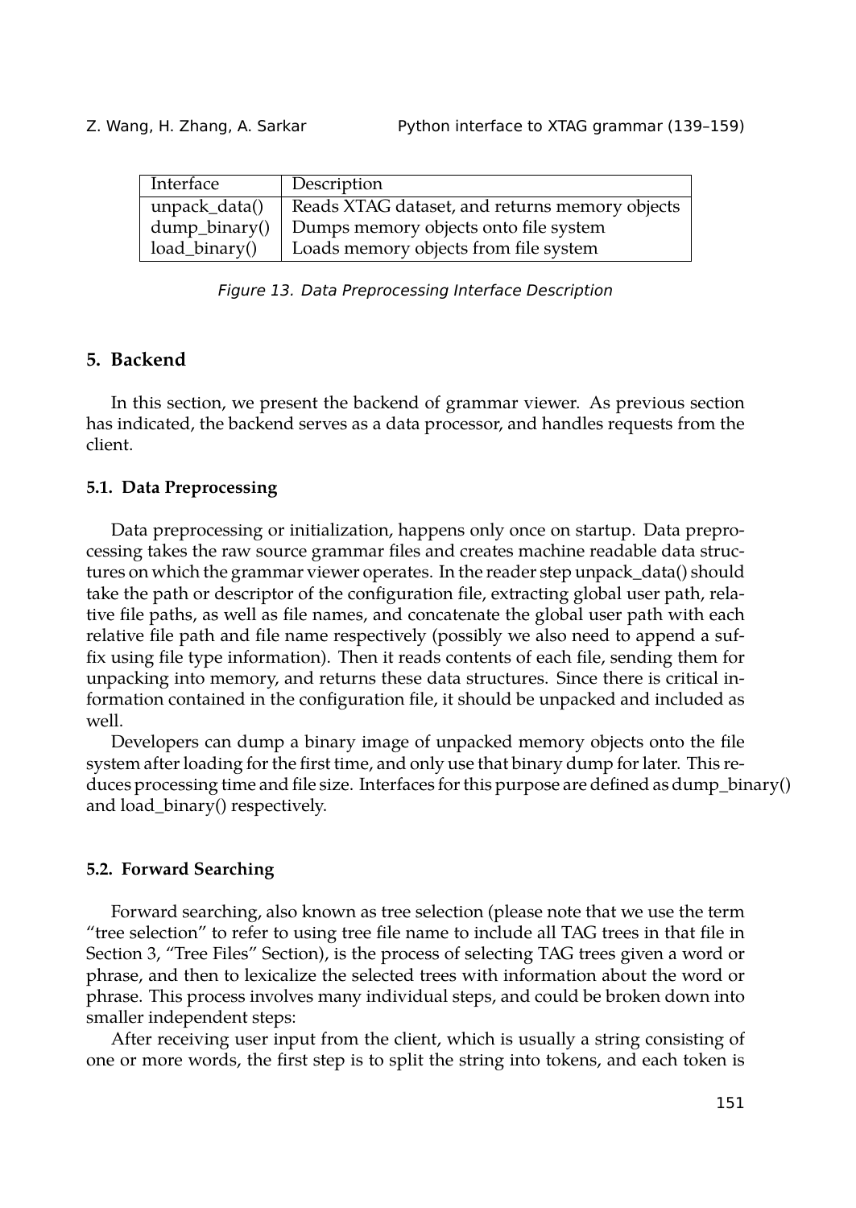| Interface | Description |
|---|---|
| unpack_data() | Reads XTAG dataset, and returns memory objects |
| dump_binary() | Dumps memory objects onto file system |
| load_binary() | Loads memory objects from file system |

*Figure 13. Data Preprocessing Interface Description*

## 5. Backend

In this section, we present the backend of grammar viewer. As previous section has indicated, the backend serves as a data processor, and handles requests from the client.

### 5.1. Data Preprocessing

Data preprocessing or initialization, happens only once on startup. Data preprocessing takes the raw source grammar files and creates machine readable data structures on which the grammar viewer operates. In the reader step unpack_data() should take the path or descriptor of the configuration file, extracting global user path, relative file paths, as well as file names, and concatenate the global user path with each relative file path and file name respectively (possibly we also need to append a suffix using file type information). Then it reads contents of each file, sending them for unpacking into memory, and returns these data structures. Since there is critical information contained in the configuration file, it should be unpacked and included as well.

Developers can dump a binary image of unpacked memory objects onto the file system after loading for the first time, and only use that binary dump for later. This reduces processing time and file size. Interfaces for this purpose are defined as dump_binary() and load_binary() respectively.

### 5.2. Forward Searching

Forward searching, also known as tree selection (please note that we use the term "tree selection" to refer to using tree file name to include all TAG trees in that file in Section 3, "Tree Files" Section), is the process of selecting TAG trees given a word or phrase, and then to lexicalize the selected trees with information about the word or phrase. This process involves many individual steps, and could be broken down into smaller independent steps:

After receiving user input from the client, which is usually a string consisting of one or more words, the first step is to split the string into tokens, and each token is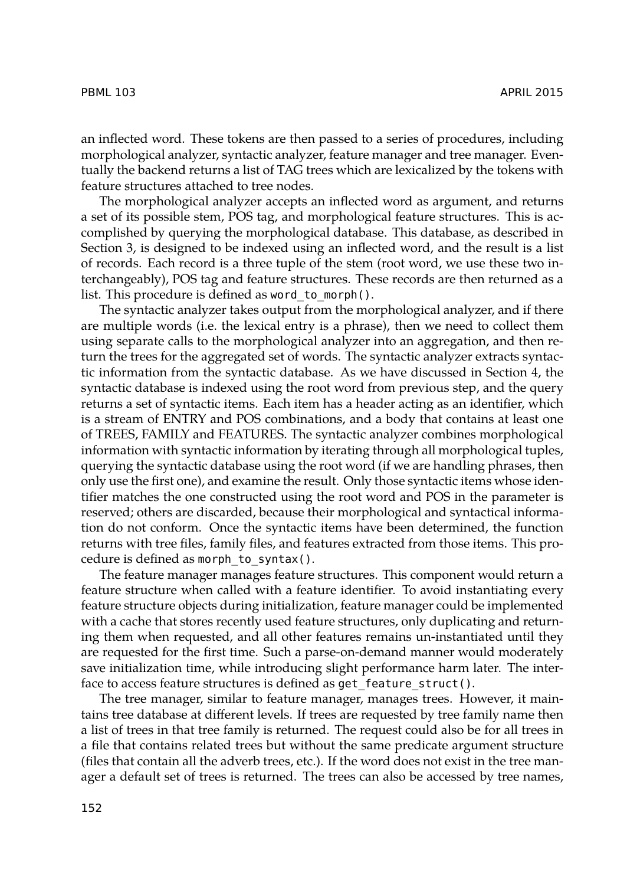an inflected word. These tokens are then passed to a series of procedures, including morphological analyzer, syntactic analyzer, feature manager and tree manager. Eventually the backend returns a list of TAG trees which are lexicalized by the tokens with feature structures attached to tree nodes.

The morphological analyzer accepts an inflected word as argument, and returns a set of its possible stem, POS tag, and morphological feature structures. This is accomplished by querying the morphological database. This database, as described in Section 3, is designed to be indexed using an inflected word, and the result is a list of records. Each record is a three tuple of the stem (root word, we use these two interchangeably), POS tag and feature structures. These records are then returned as a list. This procedure is defined as `word_to_morph()`.

The syntactic analyzer takes output from the morphological analyzer, and if there are multiple words (i.e. the lexical entry is a phrase), then we need to collect them using separate calls to the morphological analyzer into an aggregation, and then return the trees for the aggregated set of words. The syntactic analyzer extracts syntactic information from the syntactic database. As we have discussed in Section 4, the syntactic database is indexed using the root word from previous step, and the query returns a set of syntactic items. Each item has a header acting as an identifier, which is a stream of ENTRY and POS combinations, and a body that contains at least one of TREES, FAMILY and FEATURES. The syntactic analyzer combines morphological information with syntactic information by iterating through all morphological tuples, querying the syntactic database using the root word (if we are handling phrases, then only use the first one), and examine the result. Only those syntactic items whose identifier matches the one constructed using the root word and POS in the parameter is reserved; others are discarded, because their morphological and syntactical information do not conform. Once the syntactic items have been determined, the function returns with tree files, family files, and features extracted from those items. This procedure is defined as `morph_to_syntax()`.

The feature manager manages feature structures. This component would return a feature structure when called with a feature identifier. To avoid instantiating every feature structure objects during initialization, feature manager could be implemented with a cache that stores recently used feature structures, only duplicating and returning them when requested, and all other features remains un-instantiated until they are requested for the first time. Such a parse-on-demand manner would moderately save initialization time, while introducing slight performance harm later. The interface to access feature structures is defined as `get_feature_struct()`.

The tree manager, similar to feature manager, manages trees. However, it maintains tree database at different levels. If trees are requested by tree family name then a list of trees in that tree family is returned. The request could also be for all trees in a file that contains related trees but without the same predicate argument structure (files that contain all the adverb trees, etc.). If the word does not exist in the tree manager a default set of trees is returned. The trees can also be accessed by tree names,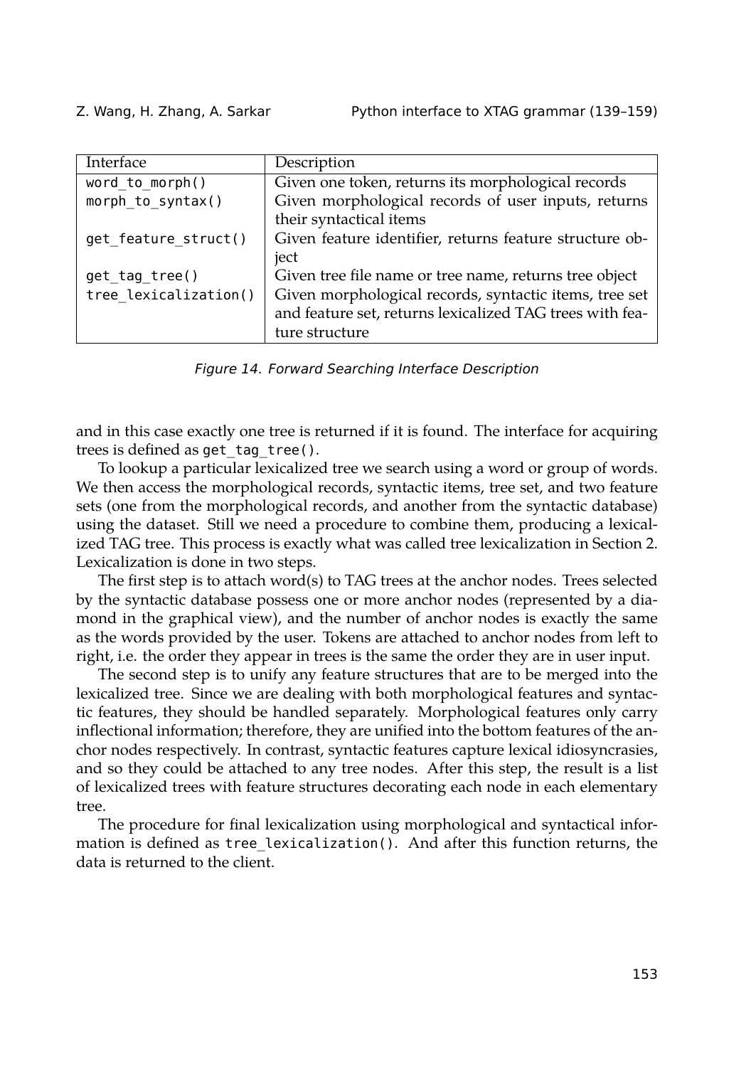| Interface | Description |
|---|---|
| `word_to_morph()` | Given one token, returns its morphological records |
| `morph_to_syntax()` | Given morphological records of user inputs, returns their syntactical items |
| `get_feature_struct()` | Given feature identifier, returns feature structure object |
| `get_tag_tree()` | Given tree file name or tree name, returns tree object |
| `tree_lexicalization()` | Given morphological records, syntactic items, tree set and feature set, returns lexicalized TAG trees with feature structure |

*Figure 14. Forward Searching Interface Description*

and in this case exactly one tree is returned if it is found. The interface for acquiring trees is defined as `get_tag_tree()`.

To lookup a particular lexicalized tree we search using a word or group of words. We then access the morphological records, syntactic items, tree set, and two feature sets (one from the morphological records, and another from the syntactic database) using the dataset. Still we need a procedure to combine them, producing a lexicalized TAG tree. This process is exactly what was called tree lexicalization in Section 2. Lexicalization is done in two steps.

The first step is to attach word(s) to TAG trees at the anchor nodes. Trees selected by the syntactic database possess one or more anchor nodes (represented by a diamond in the graphical view), and the number of anchor nodes is exactly the same as the words provided by the user. Tokens are attached to anchor nodes from left to right, i.e. the order they appear in trees is the same the order they are in user input.

The second step is to unify any feature structures that are to be merged into the lexicalized tree. Since we are dealing with both morphological features and syntactic features, they should be handled separately. Morphological features only carry inflectional information; therefore, they are unified into the bottom features of the anchor nodes respectively. In contrast, syntactic features capture lexical idiosyncrasies, and so they could be attached to any tree nodes. After this step, the result is a list of lexicalized trees with feature structures decorating each node in each elementary tree.

The procedure for final lexicalization using morphological and syntactical information is defined as `tree_lexicalization()`. And after this function returns, the data is returned to the client.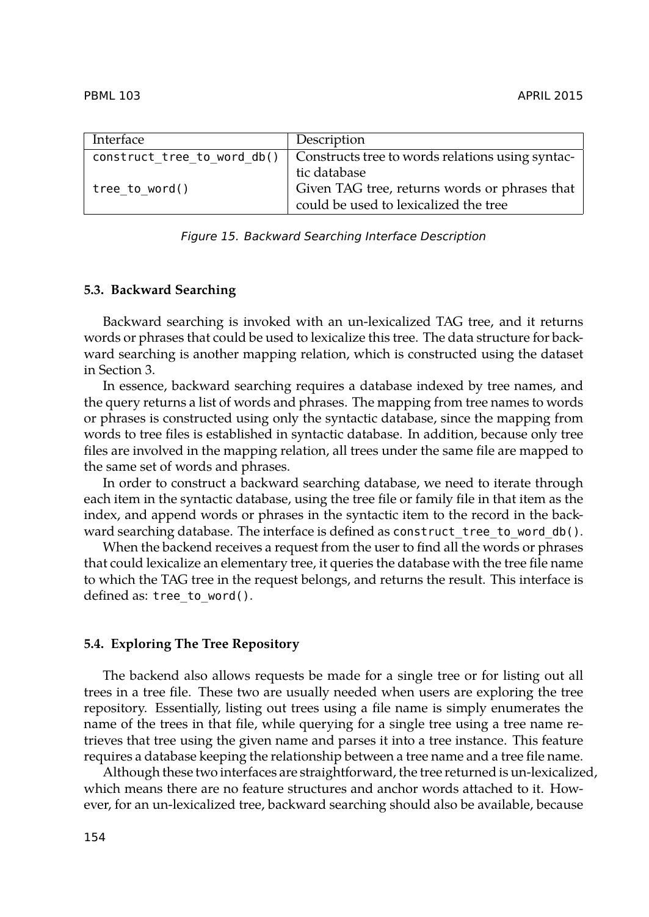| Interface | Description |
|---|---|
| `construct_tree_to_word_db()` | Constructs tree to words relations using syntactic database |
| `tree_to_word()` | Given TAG tree, returns words or phrases that could be used to lexicalized the tree |

*Figure 15. Backward Searching Interface Description*

### 5.3. Backward Searching

Backward searching is invoked with an un-lexicalized TAG tree, and it returns words or phrases that could be used to lexicalize this tree. The data structure for backward searching is another mapping relation, which is constructed using the dataset in Section 3.

In essence, backward searching requires a database indexed by tree names, and the query returns a list of words and phrases. The mapping from tree names to words or phrases is constructed using only the syntactic database, since the mapping from words to tree files is established in syntactic database. In addition, because only tree files are involved in the mapping relation, all trees under the same file are mapped to the same set of words and phrases.

In order to construct a backward searching database, we need to iterate through each item in the syntactic database, using the tree file or family file in that item as the index, and append words or phrases in the syntactic item to the record in the backward searching database. The interface is defined as `construct_tree_to_word_db()`.

When the backend receives a request from the user to find all the words or phrases that could lexicalize an elementary tree, it queries the database with the tree file name to which the TAG tree in the request belongs, and returns the result. This interface is defined as: `tree_to_word()`.

### 5.4. Exploring The Tree Repository

The backend also allows requests be made for a single tree or for listing out all trees in a tree file. These two are usually needed when users are exploring the tree repository. Essentially, listing out trees using a file name is simply enumerates the name of the trees in that file, while querying for a single tree using a tree name retrieves that tree using the given name and parses it into a tree instance. This feature requires a database keeping the relationship between a tree name and a tree file name.

Although these two interfaces are straightforward, the tree returned is un-lexicalized, which means there are no feature structures and anchor words attached to it. However, for an un-lexicalized tree, backward searching should also be available, because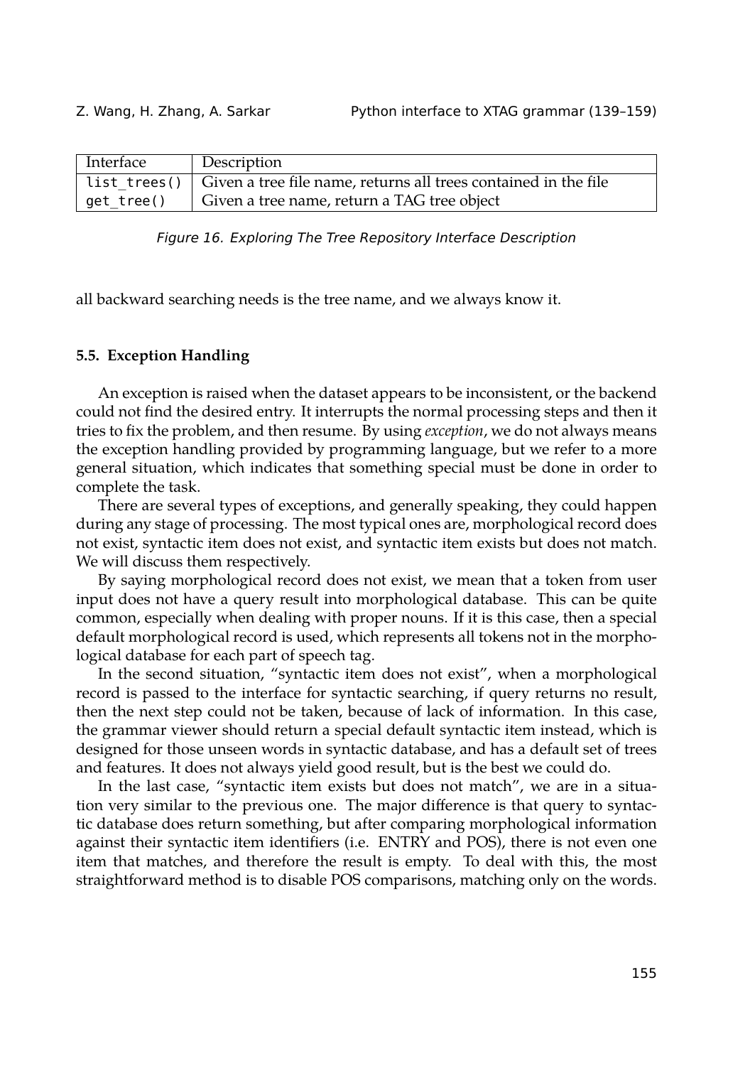| Interface | Description |
|---|---|
| `list_trees()` | Given a tree file name, returns all trees contained in the file |
| `get_tree()` | Given a tree name, return a TAG tree object |

*Figure 16. Exploring The Tree Repository Interface Description*

all backward searching needs is the tree name, and we always know it.

### 5.5. Exception Handling

An exception is raised when the dataset appears to be inconsistent, or the backend could not find the desired entry. It interrupts the normal processing steps and then it tries to fix the problem, and then resume. By using *exception*, we do not always means the exception handling provided by programming language, but we refer to a more general situation, which indicates that something special must be done in order to complete the task.

There are several types of exceptions, and generally speaking, they could happen during any stage of processing. The most typical ones are, morphological record does not exist, syntactic item does not exist, and syntactic item exists but does not match. We will discuss them respectively.

By saying morphological record does not exist, we mean that a token from user input does not have a query result into morphological database. This can be quite common, especially when dealing with proper nouns. If it is this case, then a special default morphological record is used, which represents all tokens not in the morphological database for each part of speech tag.

In the second situation, "syntactic item does not exist", when a morphological record is passed to the interface for syntactic searching, if query returns no result, then the next step could not be taken, because of lack of information. In this case, the grammar viewer should return a special default syntactic item instead, which is designed for those unseen words in syntactic database, and has a default set of trees and features. It does not always yield good result, but is the best we could do.

In the last case, "syntactic item exists but does not match", we are in a situation very similar to the previous one. The major difference is that query to syntactic database does return something, but after comparing morphological information against their syntactic item identifiers (i.e. ENTRY and POS), there is not even one item that matches, and therefore the result is empty. To deal with this, the most straightforward method is to disable POS comparisons, matching only on the words.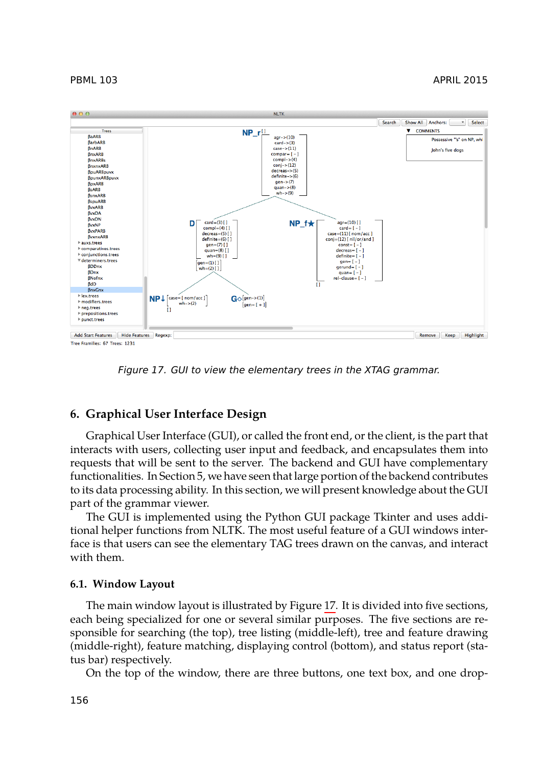Figure 17. GUI to view the elementary trees in the XTAG grammar.

## 6. Graphical User Interface Design

Graphical User Interface (GUI), or called the front end, or the client, is the part that interacts with users, collecting user input and feedback, and encapsulates them into requests that will be sent to the server. The backend and GUI have complementary functionalities. In Section 5, we have seen that large portion of the backend contributes to its data processing ability. In this section, we will present knowledge about the GUI part of the grammar viewer.

The GUI is implemented using the Python GUI package Tkinter and uses additional helper functions from NLTK. The most useful feature of a GUI windows interface is that users can see the elementary TAG trees drawn on the canvas, and interact with them.

### 6.1. Window Layout

The main window layout is illustrated by Figure 17. It is divided into five sections, each being specialized for one or several similar purposes. The five sections are responsible for searching (the top), tree listing (middle-left), tree and feature drawing (middle-right), feature matching, displaying control (bottom), and status report (status bar) respectively.

On the top of the window, there are three buttons, one text box, and one drop-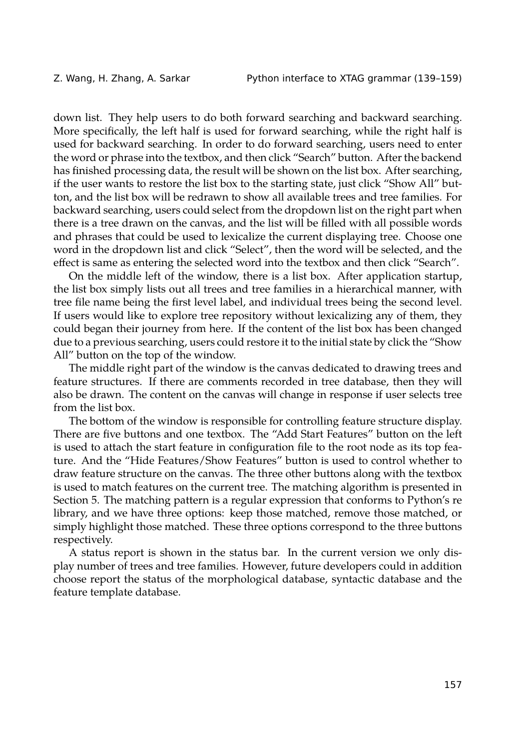down list. They help users to do both forward searching and backward searching. More specifically, the left half is used for forward searching, while the right half is used for backward searching. In order to do forward searching, users need to enter the word or phrase into the textbox, and then click "Search" button. After the backend has finished processing data, the result will be shown on the list box. After searching, if the user wants to restore the list box to the starting state, just click "Show All" button, and the list box will be redrawn to show all available trees and tree families. For backward searching, users could select from the dropdown list on the right part when there is a tree drawn on the canvas, and the list will be filled with all possible words and phrases that could be used to lexicalize the current displaying tree. Choose one word in the dropdown list and click "Select", then the word will be selected, and the effect is same as entering the selected word into the textbox and then click "Search".

On the middle left of the window, there is a list box. After application startup, the list box simply lists out all trees and tree families in a hierarchical manner, with tree file name being the first level label, and individual trees being the second level. If users would like to explore tree repository without lexicalizing any of them, they could began their journey from here. If the content of the list box has been changed due to a previous searching, users could restore it to the initial state by click the "Show All" button on the top of the window.

The middle right part of the window is the canvas dedicated to drawing trees and feature structures. If there are comments recorded in tree database, then they will also be drawn. The content on the canvas will change in response if user selects tree from the list box.

The bottom of the window is responsible for controlling feature structure display. There are five buttons and one textbox. The "Add Start Features" button on the left is used to attach the start feature in configuration file to the root node as its top feature. And the "Hide Features/Show Features" button is used to control whether to draw feature structure on the canvas. The three other buttons along with the textbox is used to match features on the current tree. The matching algorithm is presented in Section 5. The matching pattern is a regular expression that conforms to Python's re library, and we have three options: keep those matched, remove those matched, or simply highlight those matched. These three options correspond to the three buttons respectively.

A status report is shown in the status bar. In the current version we only display number of trees and tree families. However, future developers could in addition choose report the status of the morphological database, syntactic database and the feature template database.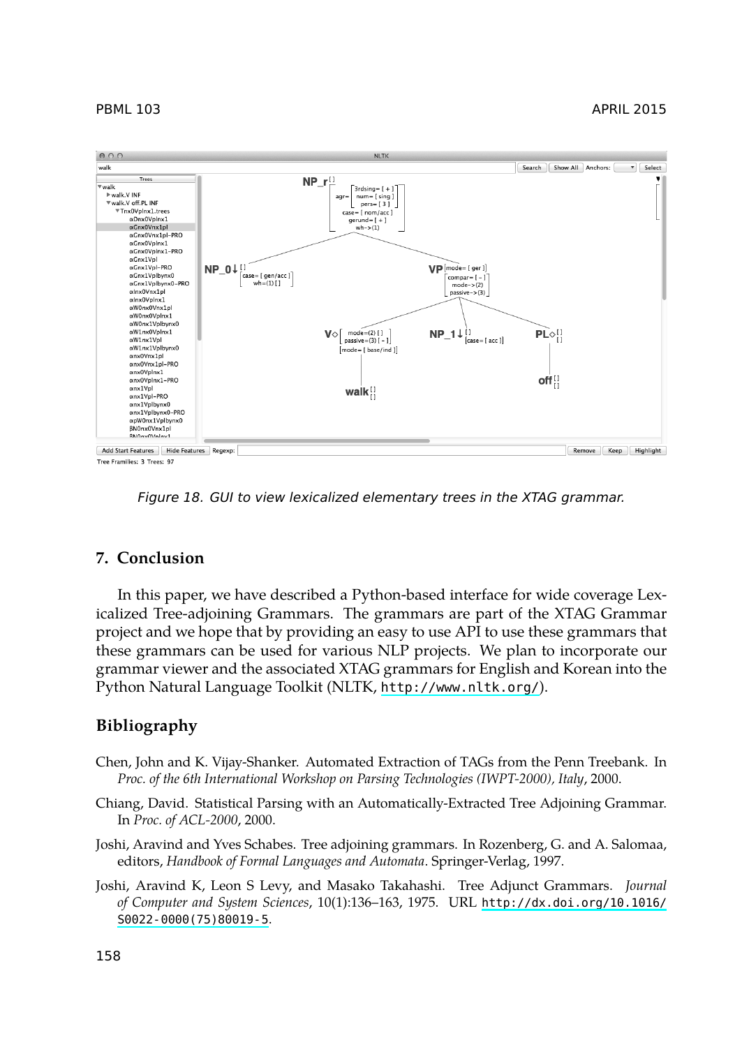Figure 18. GUI to view lexicalized elementary trees in the XTAG grammar.

## 7. Conclusion

In this paper, we have described a Python-based interface for wide coverage Lexicalized Tree-adjoining Grammars. The grammars are part of the XTAG Grammar project and we hope that by providing an easy to use API to use these grammars that these grammars can be used for various NLP projects. We plan to incorporate our grammar viewer and the associated XTAG grammars for English and Korean into the Python Natural Language Toolkit (NLTK, http://www.nltk.org/).

## Bibliography

Chen, John and K. Vijay-Shanker. Automated Extraction of TAGs from the Penn Treebank. In *Proc. of the 6th International Workshop on Parsing Technologies (IWPT-2000), Italy*, 2000.

Chiang, David. Statistical Parsing with an Automatically-Extracted Tree Adjoining Grammar. In *Proc. of ACL-2000*, 2000.

Joshi, Aravind and Yves Schabes. Tree adjoining grammars. In Rozenberg, G. and A. Salomaa, editors, *Handbook of Formal Languages and Automata*. Springer-Verlag, 1997.

Joshi, Aravind K, Leon S Levy, and Masako Takahashi. Tree Adjunct Grammars. *Journal of Computer and System Sciences*, 10(1):136–163, 1975. URL http://dx.doi.org/10.1016/S0022-0000(75)80019-5.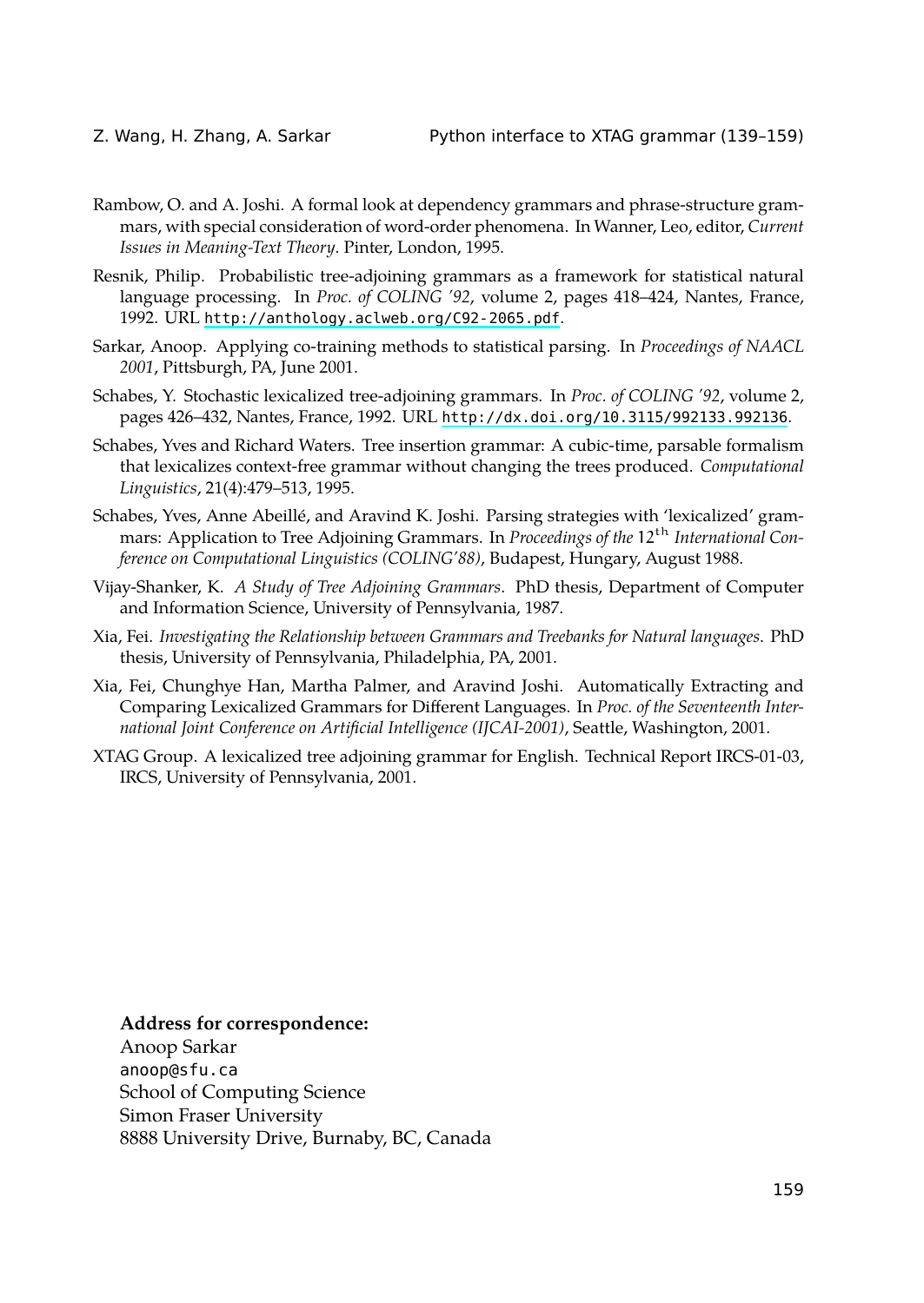Rambow, O. and A. Joshi. A formal look at dependency grammars and phrase-structure grammars, with special consideration of word-order phenomena. In Wanner, Leo, editor, *Current Issues in Meaning-Text Theory*. Pinter, London, 1995.

Resnik, Philip. Probabilistic tree-adjoining grammars as a framework for statistical natural language processing. In *Proc. of COLING '92*, volume 2, pages 418–424, Nantes, France, 1992. URL `http://anthology.aclweb.org/C92-2065.pdf`.

Sarkar, Anoop. Applying co-training methods to statistical parsing. In *Proceedings of NAACL 2001*, Pittsburgh, PA, June 2001.

Schabes, Y. Stochastic lexicalized tree-adjoining grammars. In *Proc. of COLING '92*, volume 2, pages 426–432, Nantes, France, 1992. URL `http://dx.doi.org/10.3115/992133.992136`.

Schabes, Yves and Richard Waters. Tree insertion grammar: A cubic-time, parsable formalism that lexicalizes context-free grammar without changing the trees produced. *Computational Linguistics*, 21(4):479–513, 1995.

Schabes, Yves, Anne Abeillé, and Aravind K. Joshi. Parsing strategies with 'lexicalized' grammars: Application to Tree Adjoining Grammars. In *Proceedings of the* 12[th] *International Conference on Computational Linguistics (COLING'88)*, Budapest, Hungary, August 1988.

Vijay-Shanker, K. *A Study of Tree Adjoining Grammars*. PhD thesis, Department of Computer and Information Science, University of Pennsylvania, 1987.

Xia, Fei. *Investigating the Relationship between Grammars and Treebanks for Natural languages*. PhD thesis, University of Pennsylvania, Philadelphia, PA, 2001.

Xia, Fei, Chunghye Han, Martha Palmer, and Aravind Joshi. Automatically Extracting and Comparing Lexicalized Grammars for Different Languages. In *Proc. of the Seventeenth International Joint Conference on Artificial Intelligence (IJCAI-2001)*, Seattle, Washington, 2001.

XTAG Group. A lexicalized tree adjoining grammar for English. Technical Report IRCS-01-03, IRCS, University of Pennsylvania, 2001.

**Address for correspondence:**
Anoop Sarkar
`anoop@sfu.ca`
School of Computing Science
Simon Fraser University
8888 University Drive, Burnaby, BC, Canada